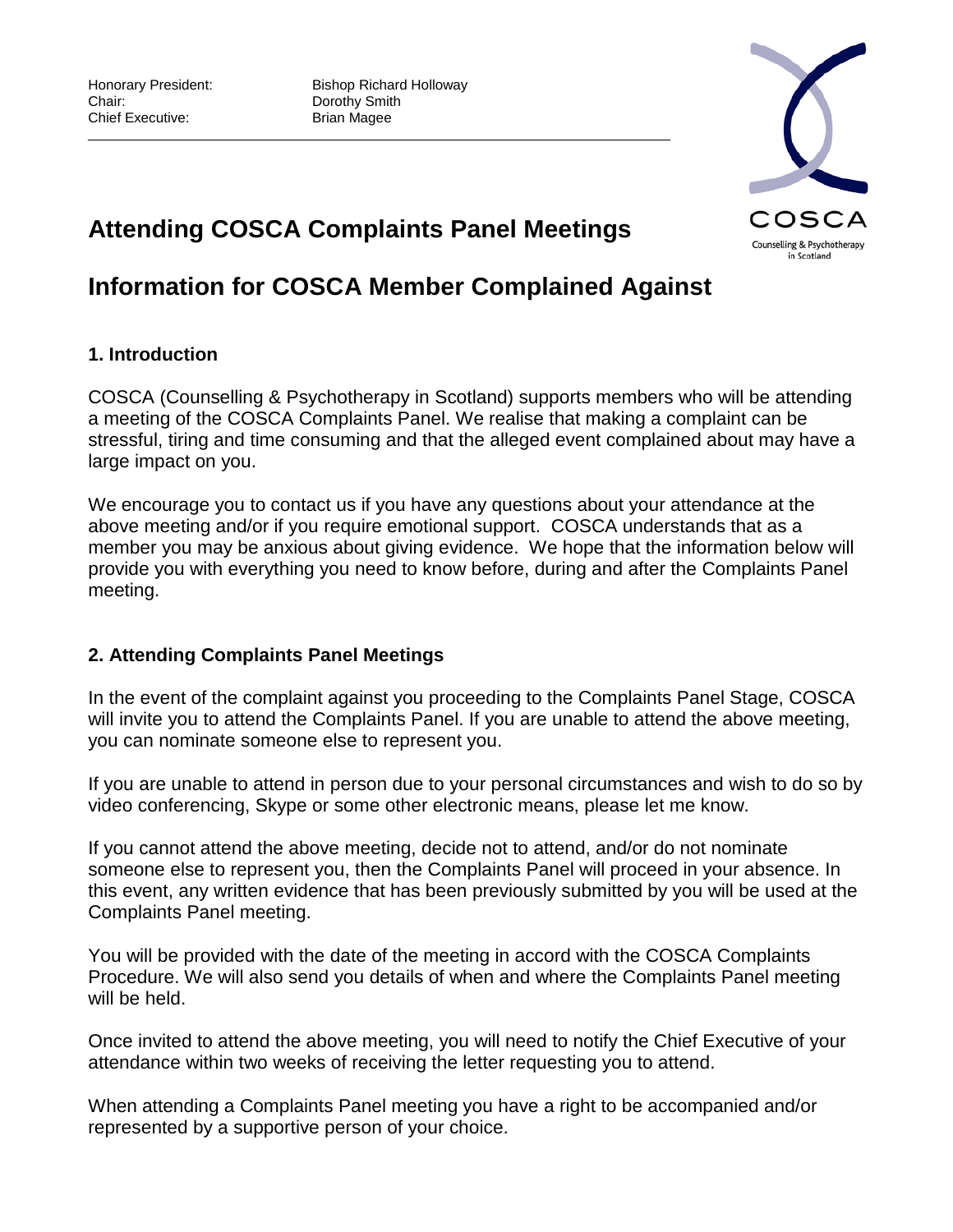Honorary President: Bishop Richard Holloway
Chair: Dorothy Smith
Chief Executive: Brian Magee

COSCA
Counselling & Psychotherapy in Scotland

# Attending COSCA Complaints Panel Meetings

# Information for COSCA Member Complained Against

### 1. Introduction

COSCA (Counselling & Psychotherapy in Scotland) supports members who will be attending a meeting of the COSCA Complaints Panel. We realise that making a complaint can be stressful, tiring and time consuming and that the alleged event complained about may have a large impact on you.

We encourage you to contact us if you have any questions about your attendance at the above meeting and/or if you require emotional support. COSCA understands that as a member you may be anxious about giving evidence. We hope that the information below will provide you with everything you need to know before, during and after the Complaints Panel meeting.

### 2. Attending Complaints Panel Meetings

In the event of the complaint against you proceeding to the Complaints Panel Stage, COSCA will invite you to attend the Complaints Panel. If you are unable to attend the above meeting, you can nominate someone else to represent you.

If you are unable to attend in person due to your personal circumstances and wish to do so by video conferencing, Skype or some other electronic means, please let me know.

If you cannot attend the above meeting, decide not to attend, and/or do not nominate someone else to represent you, then the Complaints Panel will proceed in your absence. In this event, any written evidence that has been previously submitted by you will be used at the Complaints Panel meeting.

You will be provided with the date of the meeting in accord with the COSCA Complaints Procedure. We will also send you details of when and where the Complaints Panel meeting will be held.

Once invited to attend the above meeting, you will need to notify the Chief Executive of your attendance within two weeks of receiving the letter requesting you to attend.

When attending a Complaints Panel meeting you have a right to be accompanied and/or represented by a supportive person of your choice.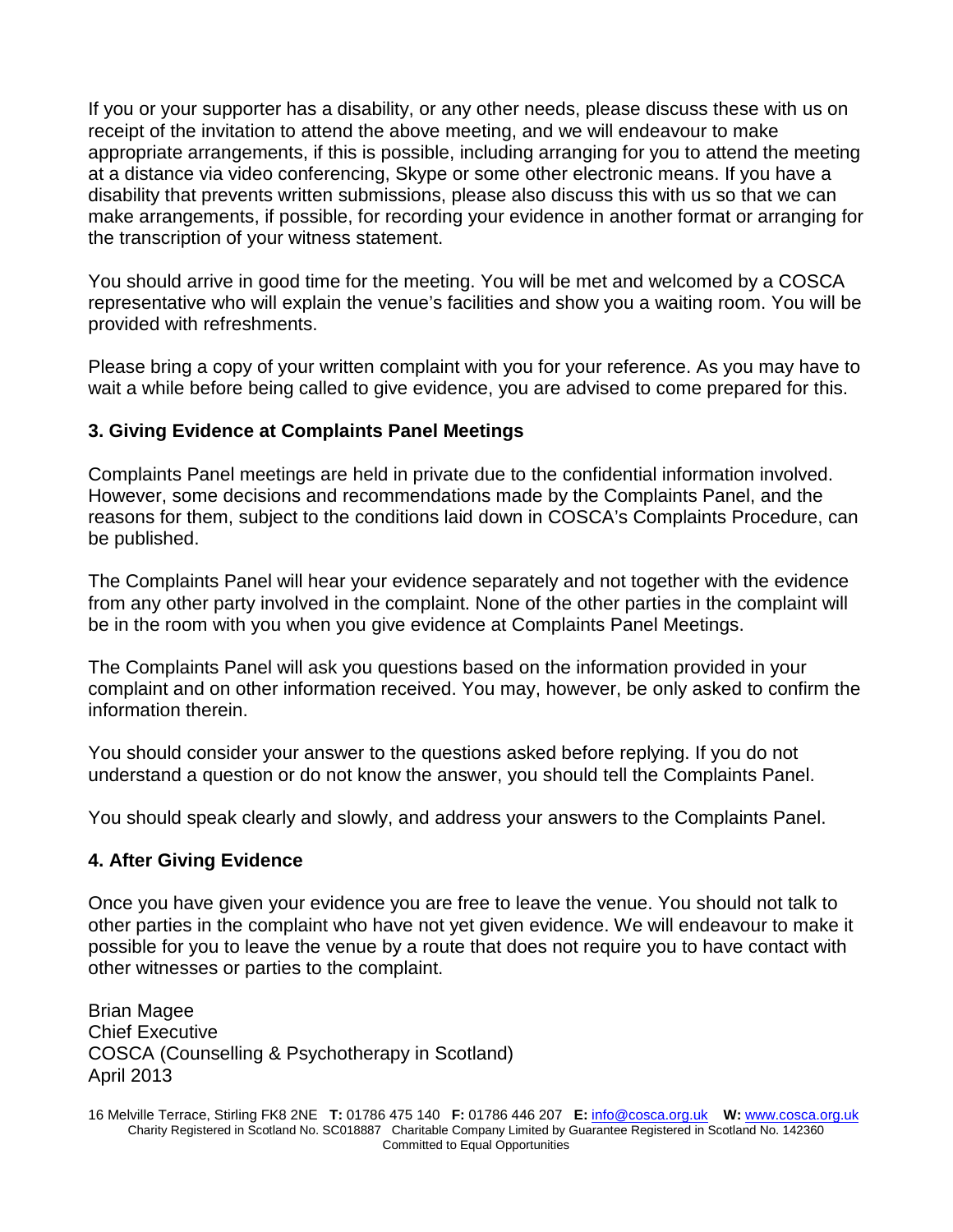If you or your supporter has a disability, or any other needs, please discuss these with us on receipt of the invitation to attend the above meeting, and we will endeavour to make appropriate arrangements, if this is possible, including arranging for you to attend the meeting at a distance via video conferencing, Skype or some other electronic means. If you have a disability that prevents written submissions, please also discuss this with us so that we can make arrangements, if possible, for recording your evidence in another format or arranging for the transcription of your witness statement.

You should arrive in good time for the meeting. You will be met and welcomed by a COSCA representative who will explain the venue's facilities and show you a waiting room. You will be provided with refreshments.

Please bring a copy of your written complaint with you for your reference. As you may have to wait a while before being called to give evidence, you are advised to come prepared for this.

## 3. Giving Evidence at Complaints Panel Meetings

Complaints Panel meetings are held in private due to the confidential information involved. However, some decisions and recommendations made by the Complaints Panel, and the reasons for them, subject to the conditions laid down in COSCA's Complaints Procedure, can be published.

The Complaints Panel will hear your evidence separately and not together with the evidence from any other party involved in the complaint. None of the other parties in the complaint will be in the room with you when you give evidence at Complaints Panel Meetings.

The Complaints Panel will ask you questions based on the information provided in your complaint and on other information received. You may, however, be only asked to confirm the information therein.

You should consider your answer to the questions asked before replying. If you do not understand a question or do not know the answer, you should tell the Complaints Panel.

You should speak clearly and slowly, and address your answers to the Complaints Panel.

## 4. After Giving Evidence

Once you have given your evidence you are free to leave the venue. You should not talk to other parties in the complaint who have not yet given evidence. We will endeavour to make it possible for you to leave the venue by a route that does not require you to have contact with other witnesses or parties to the complaint.

Brian Magee
Chief Executive
COSCA (Counselling & Psychotherapy in Scotland)
April 2013

16 Melville Terrace, Stirling FK8 2NE **T:** 01786 475 140 **F:** 01786 446 207 **E:** info@cosca.org.uk **W:** www.cosca.org.uk
Charity Registered in Scotland No. SC018887 Charitable Company Limited by Guarantee Registered in Scotland No. 142360
Committed to Equal Opportunities